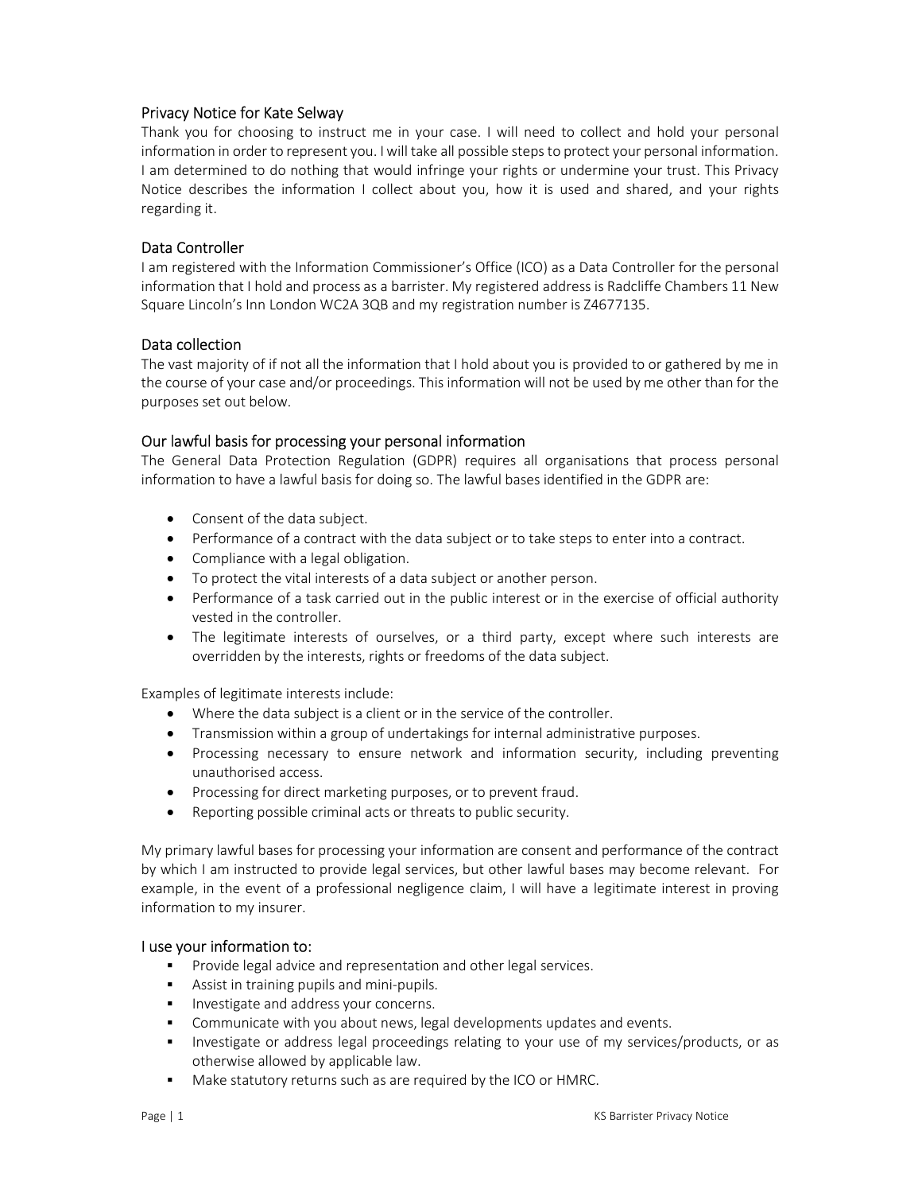## Privacy Notice for Kate Selway

Thank you for choosing to instruct me in your case. I will need to collect and hold your personal information in order to represent you. I will take all possible steps to protect your personal information. I am determined to do nothing that would infringe your rights or undermine your trust. This Privacy Notice describes the information I collect about you, how it is used and shared, and your rights regarding it.

## Data Controller

I am registered with the Information Commissioner's Office (ICO) as a Data Controller for the personal information that I hold and process as a barrister. My registered address is Radcliffe Chambers 11 New Square Lincoln's Inn London WC2A 3QB and my registration number is Z4677135.

## Data collection

The vast majority of if not all the information that I hold about you is provided to or gathered by me in the course of your case and/or proceedings. This information will not be used by me other than for the purposes set out below.

## Our lawful basis for processing your personal information

The General Data Protection Regulation (GDPR) requires all organisations that process personal information to have a lawful basis for doing so. The lawful bases identified in the GDPR are:

- Consent of the data subject.
- Performance of a contract with the data subject or to take steps to enter into a contract.
- Compliance with a legal obligation.
- To protect the vital interests of a data subject or another person.
- Performance of a task carried out in the public interest or in the exercise of official authority vested in the controller.
- The legitimate interests of ourselves, or a third party, except where such interests are overridden by the interests, rights or freedoms of the data subject.

Examples of legitimate interests include:

- Where the data subject is a client or in the service of the controller.
- Transmission within a group of undertakings for internal administrative purposes.
- Processing necessary to ensure network and information security, including preventing unauthorised access.
- Processing for direct marketing purposes, or to prevent fraud.
- Reporting possible criminal acts or threats to public security.

My primary lawful bases for processing your information are consent and performance of the contract by which I am instructed to provide legal services, but other lawful bases may become relevant. For example, in the event of a professional negligence claim, I will have a legitimate interest in proving information to my insurer.

## I use your information to:

- Provide legal advice and representation and other legal services.
- Assist in training pupils and mini-pupils.
- Investigate and address your concerns.
- Communicate with you about news, legal developments updates and events.
- Investigate or address legal proceedings relating to your use of my services/products, or as otherwise allowed by applicable law.
- Make statutory returns such as are required by the ICO or HMRC.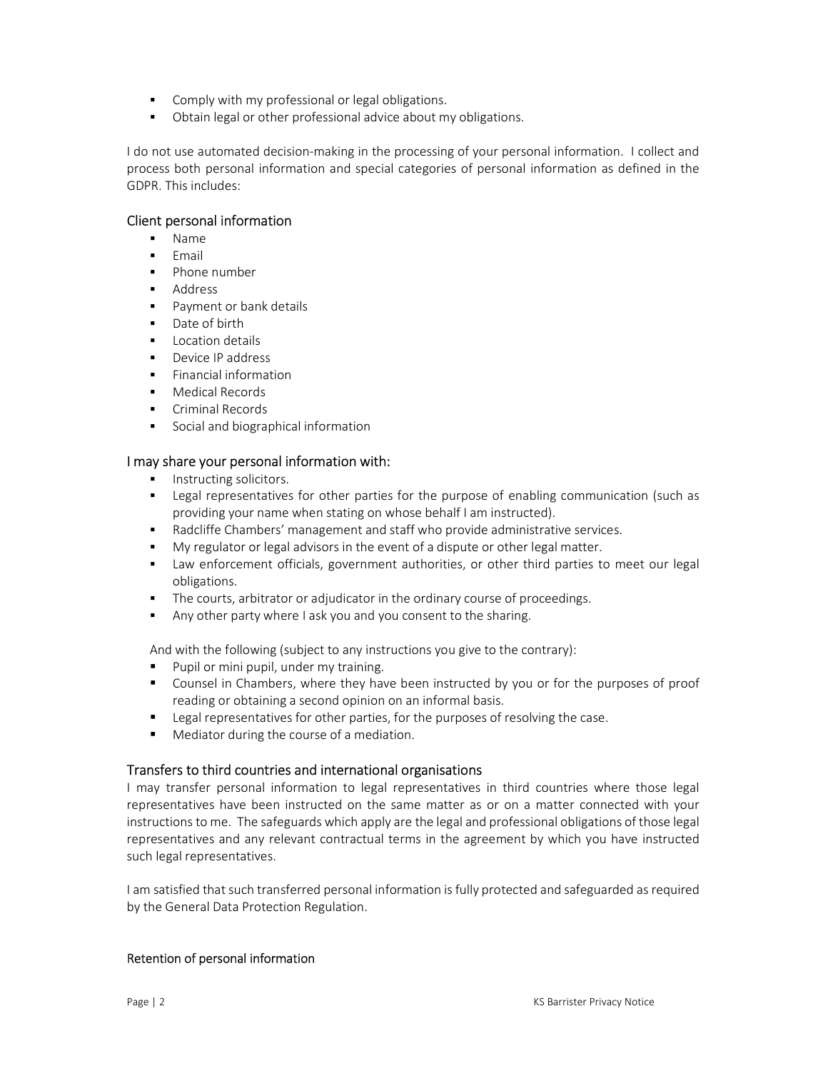- Comply with my professional or legal obligations.
- Obtain legal or other professional advice about my obligations.

I do not use automated decision-making in the processing of your personal information. I collect and process both personal information and special categories of personal information as defined in the GDPR. This includes:

## Client personal information

- Name
- Email
- Phone number
- Address
- Payment or bank details
- Date of birth
- Location details
- Device IP address
- Financial information
- Medical Records
- Criminal Records
- Social and biographical information

## I may share your personal information with:

- Instructing solicitors.
- Legal representatives for other parties for the purpose of enabling communication (such as providing your name when stating on whose behalf I am instructed).
- Radcliffe Chambers' management and staff who provide administrative services.
- My regulator or legal advisors in the event of a dispute or other legal matter.
- Law enforcement officials, government authorities, or other third parties to meet our legal obligations.
- The courts, arbitrator or adjudicator in the ordinary course of proceedings.
- Any other party where I ask you and you consent to the sharing.

And with the following (subject to any instructions you give to the contrary):

- Pupil or mini pupil, under my training.
- Counsel in Chambers, where they have been instructed by you or for the purposes of proof reading or obtaining a second opinion on an informal basis.
- Legal representatives for other parties, for the purposes of resolving the case.
- Mediator during the course of a mediation.

## Transfers to third countries and international organisations

I may transfer personal information to legal representatives in third countries where those legal representatives have been instructed on the same matter as or on a matter connected with your instructions to me. The safeguards which apply are the legal and professional obligations of those legal representatives and any relevant contractual terms in the agreement by which you have instructed such legal representatives.

I am satisfied that such transferred personal information is fully protected and safeguarded as required by the General Data Protection Regulation.

## Retention of personal information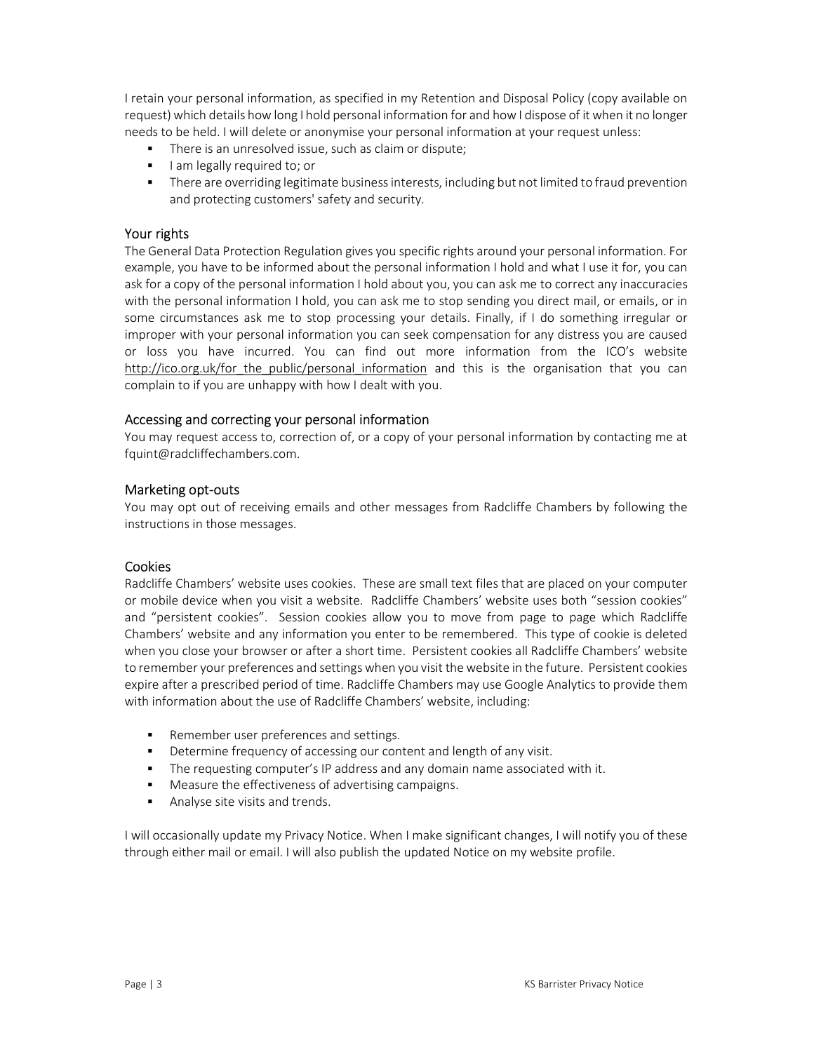I retain your personal information, as specified in my Retention and Disposal Policy (copy available on request) which details how long I hold personal information for and how I dispose of it when it no longer needs to be held. I will delete or anonymise your personal information at your request unless:

- There is an unresolved issue, such as claim or dispute;
- I am legally required to; or
- There are overriding legitimate business interests, including but not limited to fraud prevention and protecting customers' safety and security.

## Your rights

The General Data Protection Regulation gives you specific rights around your personal information. For example, you have to be informed about the personal information I hold and what I use it for, you can ask for a copy of the personal information I hold about you, you can ask me to correct any inaccuracies with the personal information I hold, you can ask me to stop sending you direct mail, or emails, or in some circumstances ask me to stop processing your details. Finally, if I do something irregular or improper with your personal information you can seek compensation for any distress you are caused or loss you have incurred. You can find out more information from the ICO's website http://ico.org.uk/for_the_public/personal_information and this is the organisation that you can complain to if you are unhappy with how I dealt with you.

## Accessing and correcting your personal information

You may request access to, correction of, or a copy of your personal information by contacting me at fquint@radcliffechambers.com.

## Marketing opt-outs

You may opt out of receiving emails and other messages from Radcliffe Chambers by following the instructions in those messages.

## Cookies

Radcliffe Chambers' website uses cookies. These are small text files that are placed on your computer or mobile device when you visit a website. Radcliffe Chambers' website uses both "session cookies" and "persistent cookies". Session cookies allow you to move from page to page which Radcliffe Chambers' website and any information you enter to be remembered. This type of cookie is deleted when you close your browser or after a short time. Persistent cookies all Radcliffe Chambers' website to remember your preferences and settings when you visit the website in the future. Persistent cookies expire after a prescribed period of time. Radcliffe Chambers may use Google Analytics to provide them with information about the use of Radcliffe Chambers' website, including:

- Remember user preferences and settings.
- Determine frequency of accessing our content and length of any visit.
- The requesting computer's IP address and any domain name associated with it.
- Measure the effectiveness of advertising campaigns.
- Analyse site visits and trends.

I will occasionally update my Privacy Notice. When I make significant changes, I will notify you of these through either mail or email. I will also publish the updated Notice on my website profile.